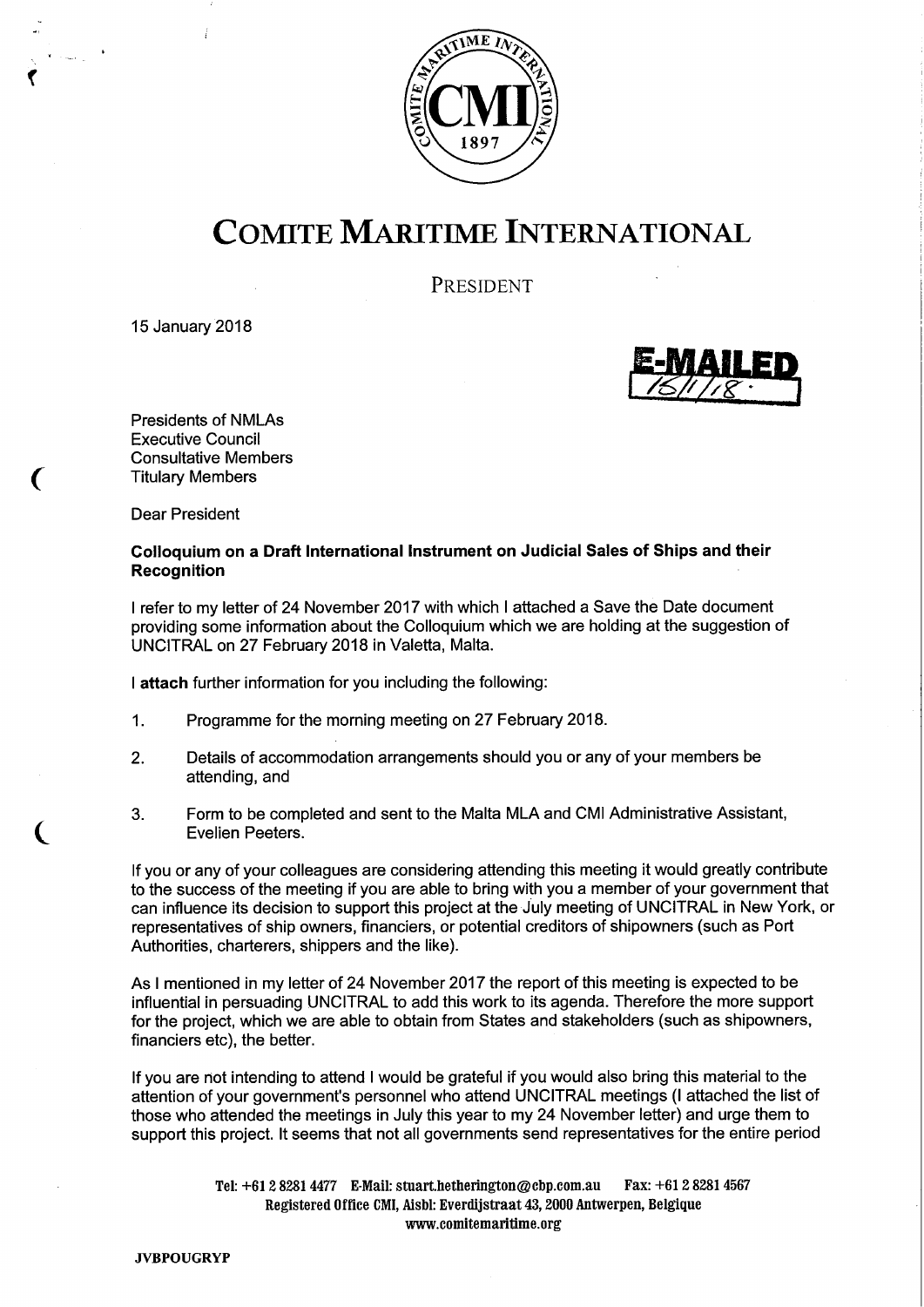# COMITE MARITIME INTERNATIONAL

PRESIDENT

15 January 2018

E-MAILED 15/1/18.

Presidents of NMLAs
Executive Council
Consultative Members
Titulary Members

Dear President

**Colloquium on a Draft International Instrument on Judicial Sales of Ships and their Recognition**

I refer to my letter of 24 November 2017 with which I attached a Save the Date document providing some information about the Colloquium which we are holding at the suggestion of UNCITRAL on 27 February 2018 in Valetta, Malta.

I **attach** further information for you including the following:

1. Programme for the morning meeting on 27 February 2018.
2. Details of accommodation arrangements should you or any of your members be attending, and
3. Form to be completed and sent to the Malta MLA and CMI Administrative Assistant, Evelien Peeters.

If you or any of your colleagues are considering attending this meeting it would greatly contribute to the success of the meeting if you are able to bring with you a member of your government that can influence its decision to support this project at the July meeting of UNCITRAL in New York, or representatives of ship owners, financiers, or potential creditors of shipowners (such as Port Authorities, charterers, shippers and the like).

As I mentioned in my letter of 24 November 2017 the report of this meeting is expected to be influential in persuading UNCITRAL to add this work to its agenda. Therefore the more support for the project, which we are able to obtain from States and stakeholders (such as shipowners, financiers etc), the better.

If you are not intending to attend I would be grateful if you would also bring this material to the attention of your government's personnel who attend UNCITRAL meetings (I attached the list of those who attended the meetings in July this year to my 24 November letter) and urge them to support this project. It seems that not all governments send representatives for the entire period

Tel: +61 2 8281 4477 E-Mail: stuart.hetherington@cbp.com.au Fax: +61 2 8281 4567
Registered Office CMI, Aisbl: Everdijstraat 43, 2000 Antwerpen, Belgique
www.comitemaritime.org

JVBPOUGRYP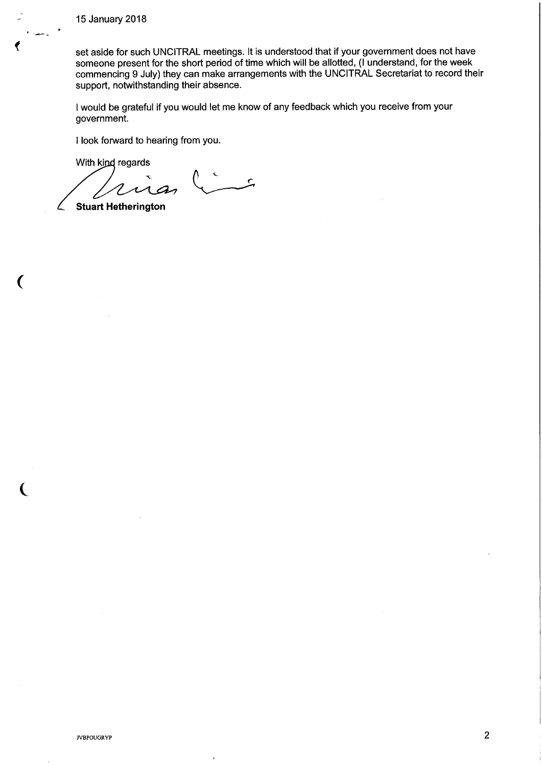set aside for such UNCITRAL meetings. It is understood that if your government does not have someone present for the short period of time which will be allotted, (I understand, for the week commencing 9 July) they can make arrangements with the UNCITRAL Secretariat to record their support, notwithstanding their absence.

I would be grateful if you would let me know of any feedback which you receive from your government.

I look forward to hearing from you.

With kind regards

**Stuart Hetherington**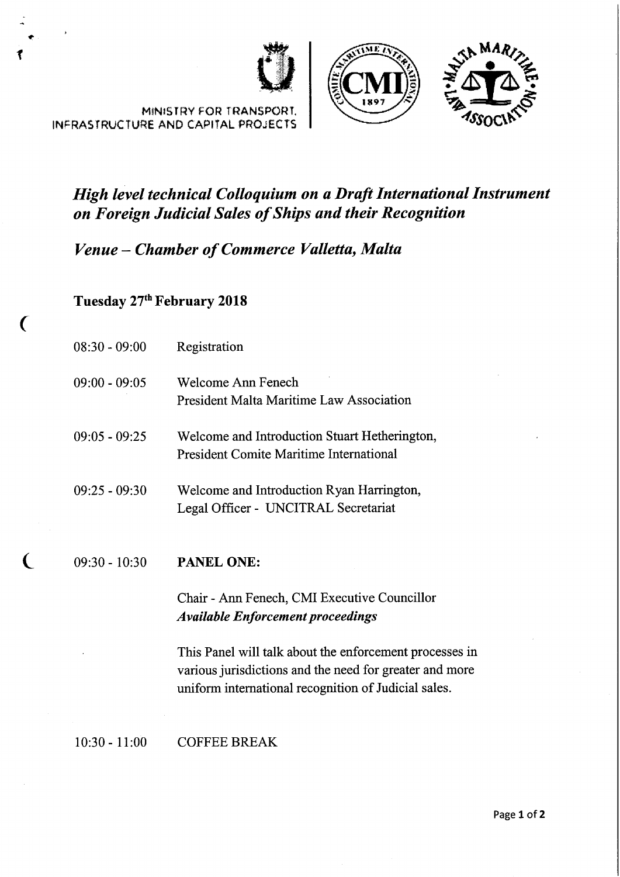MINISTRY FOR TRANSPORT, INFRASTRUCTURE AND CAPITAL PROJECTS

# *High level technical Colloquium on a Draft International Instrument on Foreign Judicial Sales of Ships and their Recognition*

## *Venue – Chamber of Commerce Valletta, Malta*

### Tuesday 27th February 2018

| | |
|---|---|
| 08:30 - 09:00 | Registration |
| 09:00 - 09:05 | Welcome Ann Fenech<br>President Malta Maritime Law Association |
| 09:05 - 09:25 | Welcome and Introduction Stuart Hetherington,<br>President Comite Maritime International |
| 09:25 - 09:30 | Welcome and Introduction Ryan Harrington,<br>Legal Officer - UNCITRAL Secretariat |
| 09:30 - 10:30 | **PANEL ONE:**<br><br>Chair - Ann Fenech, CMI Executive Councillor<br>***Available Enforcement proceedings***<br><br>This Panel will talk about the enforcement processes in various jurisdictions and the need for greater and more uniform international recognition of Judicial sales. |
| 10:30 - 11:00 | COFFEE BREAK |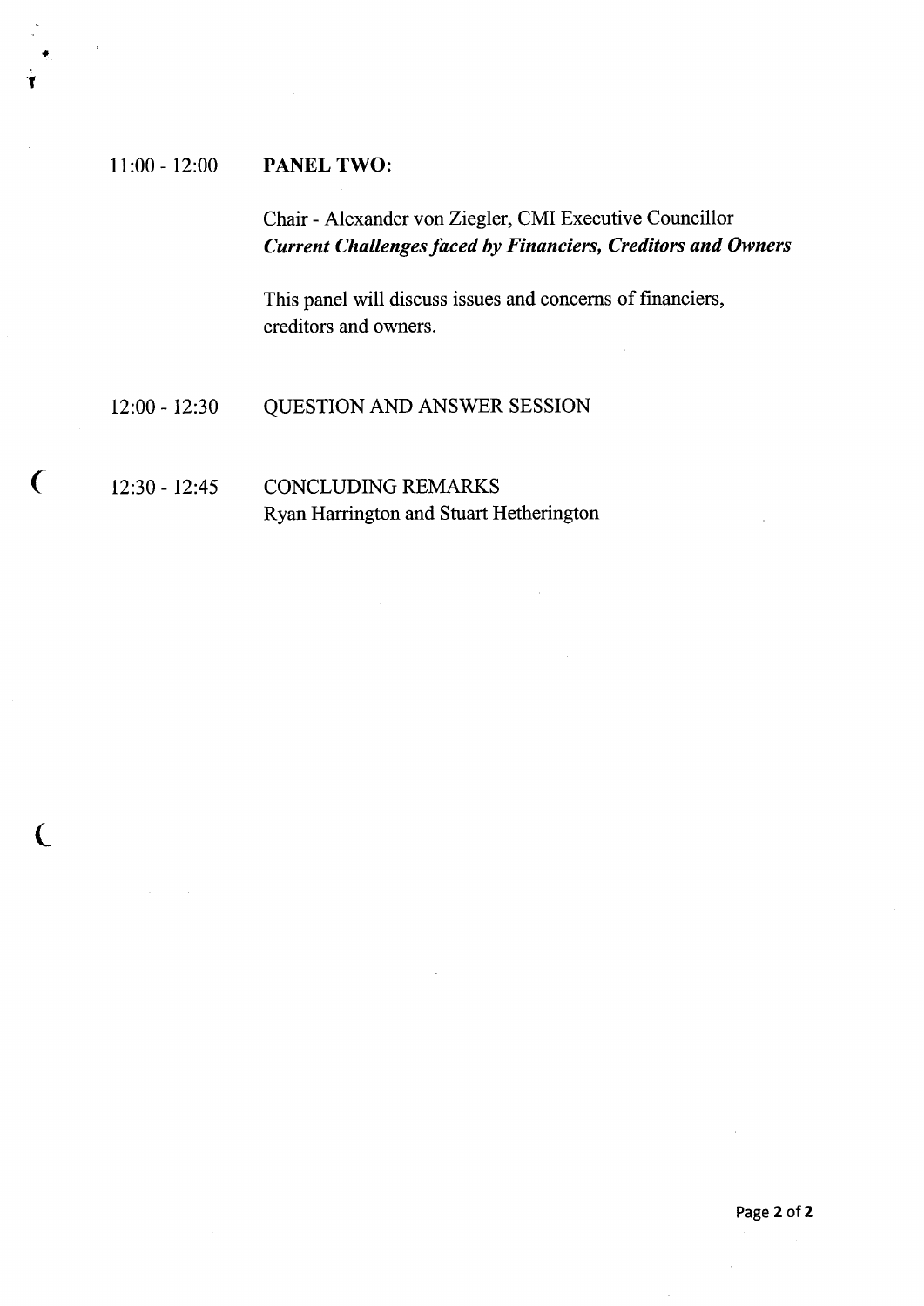| | |
|---|---|
| 11:00 - 12:00 | **PANEL TWO:** |
| | Chair - Alexander von Ziegler, CMI Executive Councillor<br>***Current Challenges faced by Financiers, Creditors and Owners*** |
| | This panel will discuss issues and concerns of financiers, creditors and owners. |
| 12:00 - 12:30 | QUESTION AND ANSWER SESSION |
| 12:30 - 12:45 | CONCLUDING REMARKS<br>Ryan Harrington and Stuart Hetherington |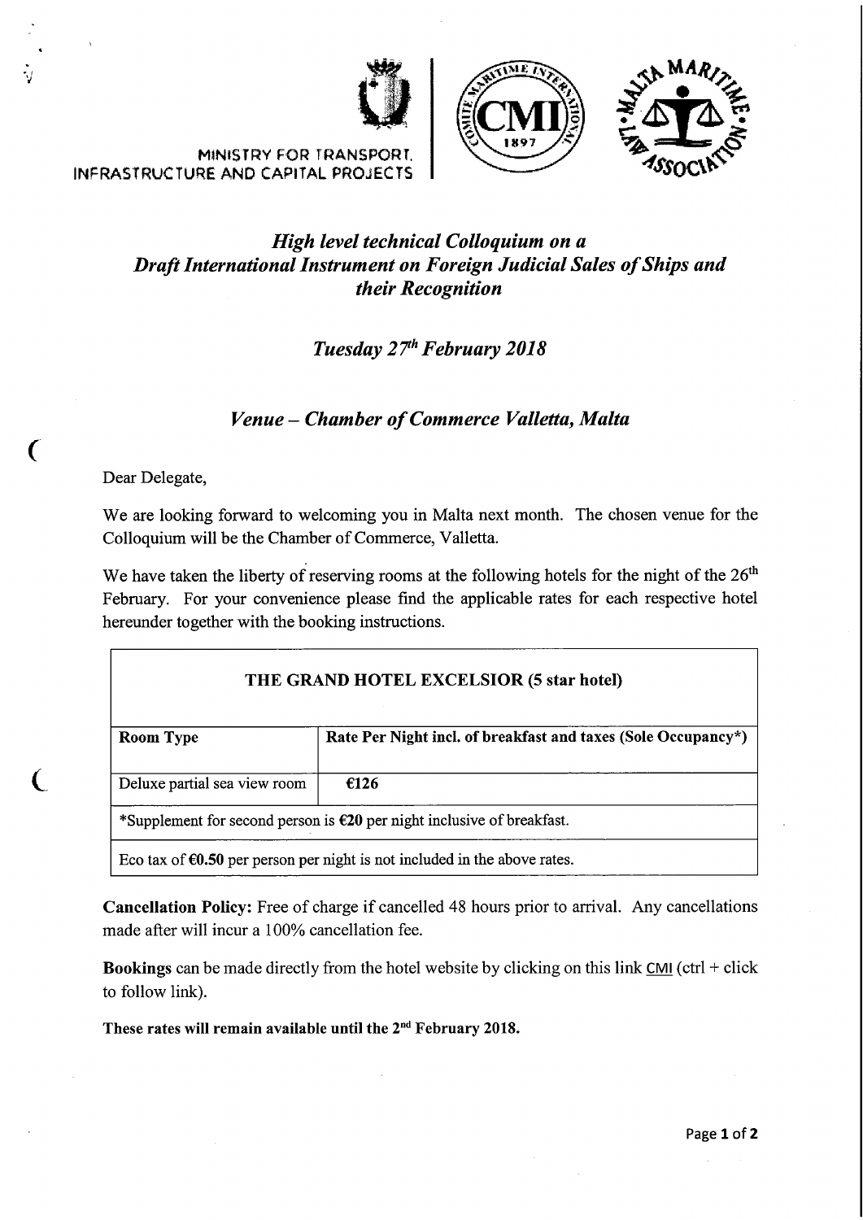MINISTRY FOR TRANSPORT, INFRASTRUCTURE AND CAPITAL PROJECTS

# *High level technical Colloquium on a Draft International Instrument on Foreign Judicial Sales of Ships and their Recognition*

## *Tuesday 27th February 2018*

## *Venue – Chamber of Commerce Valletta, Malta*

Dear Delegate,

We are looking forward to welcoming you in Malta next month. The chosen venue for the Colloquium will be the Chamber of Commerce, Valletta.

We have taken the liberty of reserving rooms at the following hotels for the night of the 26th February. For your convenience please find the applicable rates for each respective hotel hereunder together with the booking instructions.

| THE GRAND HOTEL EXCELSIOR (5 star hotel) | |
|---|---|
| **Room Type** | **Rate Per Night incl. of breakfast and taxes (Sole Occupancy*)** |
| Deluxe partial sea view room | **€126** |
| *Supplement for second person is **€20** per night inclusive of breakfast. | |
| Eco tax of **€0.50** per person per night is not included in the above rates. | |

**Cancellation Policy:** Free of charge if cancelled 48 hours prior to arrival. Any cancellations made after will incur a 100% cancellation fee.

**Bookings** can be made directly from the hotel website by clicking on this link CMI (ctrl + click to follow link).

**These rates will remain available until the 2nd February 2018.**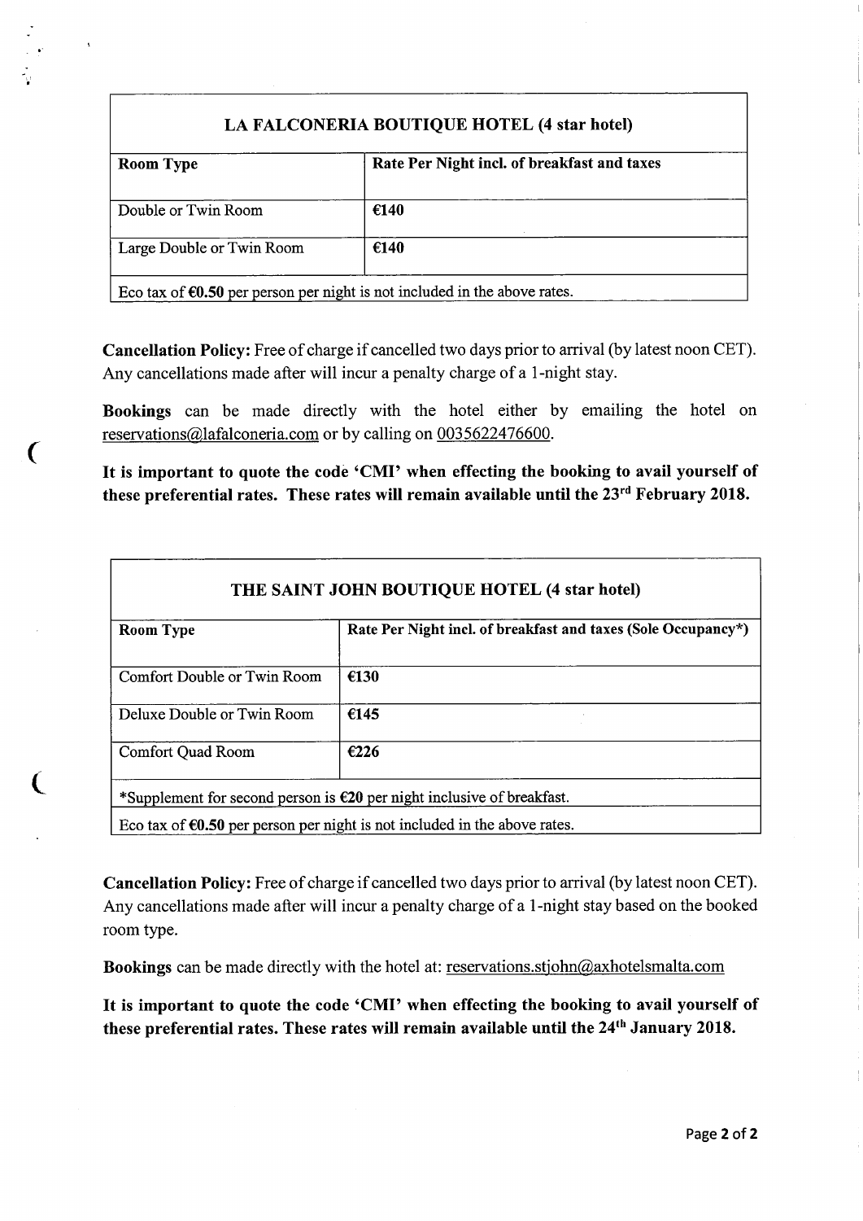| LA FALCONERIA BOUTIQUE HOTEL (4 star hotel) | |
|---|---|
| **Room Type** | **Rate Per Night incl. of breakfast and taxes** |
| Double or Twin Room | **€140** |
| Large Double or Twin Room | **€140** |
| Eco tax of **€0.50** per person per night is not included in the above rates. | |

**Cancellation Policy:** Free of charge if cancelled two days prior to arrival (by latest noon CET). Any cancellations made after will incur a penalty charge of a 1-night stay.

**Bookings** can be made directly with the hotel either by emailing the hotel on reservations@lafalconeria.com or by calling on 0035622476600.

**It is important to quote the code 'CMI' when effecting the booking to avail yourself of these preferential rates. These rates will remain available until the 23rd February 2018.**

| THE SAINT JOHN BOUTIQUE HOTEL (4 star hotel) | |
|---|---|
| **Room Type** | **Rate Per Night incl. of breakfast and taxes (Sole Occupancy*)** |
| Comfort Double or Twin Room | **€130** |
| Deluxe Double or Twin Room | **€145** |
| Comfort Quad Room | **€226** |
| *Supplement for second person is **€20** per night inclusive of breakfast. | |
| Eco tax of **€0.50** per person per night is not included in the above rates. | |

**Cancellation Policy:** Free of charge if cancelled two days prior to arrival (by latest noon CET). Any cancellations made after will incur a penalty charge of a 1-night stay based on the booked room type.

**Bookings** can be made directly with the hotel at: reservations.stjohn@axhotelsmalta.com

**It is important to quote the code 'CMI' when effecting the booking to avail yourself of these preferential rates. These rates will remain available until the 24th January 2018.**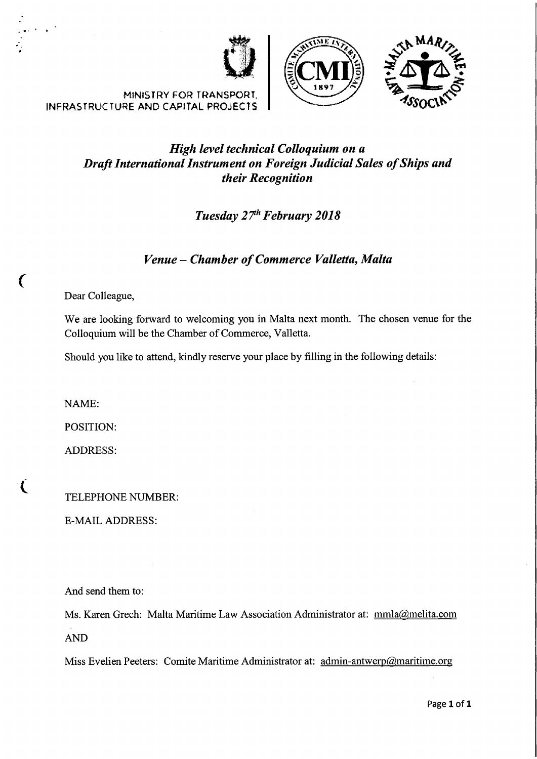MINISTRY FOR TRANSPORT, INFRASTRUCTURE AND CAPITAL PROJECTS

# *High level technical Colloquium on a Draft International Instrument on Foreign Judicial Sales of Ships and their Recognition*

## *Tuesday 27th February 2018*

## *Venue – Chamber of Commerce Valletta, Malta*

Dear Colleague,

We are looking forward to welcoming you in Malta next month. The chosen venue for the Colloquium will be the Chamber of Commerce, Valletta.

Should you like to attend, kindly reserve your place by filling in the following details:

NAME:

POSITION:

ADDRESS:

TELEPHONE NUMBER:

E-MAIL ADDRESS:

And send them to:

Ms. Karen Grech: Malta Maritime Law Association Administrator at: mmla@melita.com

AND

Miss Evelien Peeters: Comite Maritime Administrator at: admin-antwerp@maritime.org